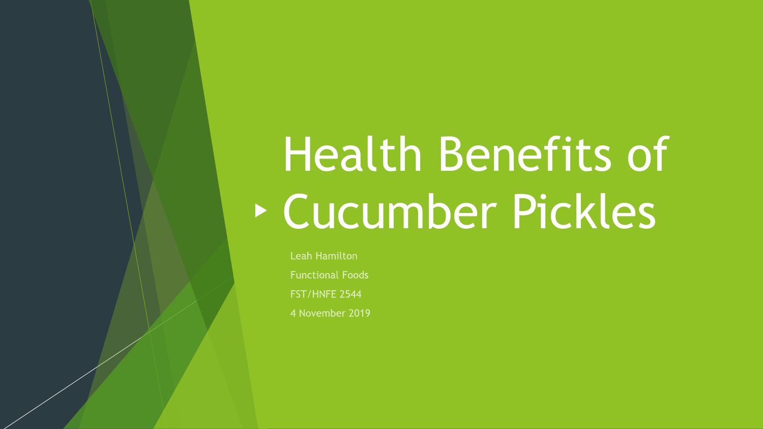# Health Benefits of Cucumber Pickles

Leah Hamilton

Functional Foods

FST/HNFE 2544

4 November 2019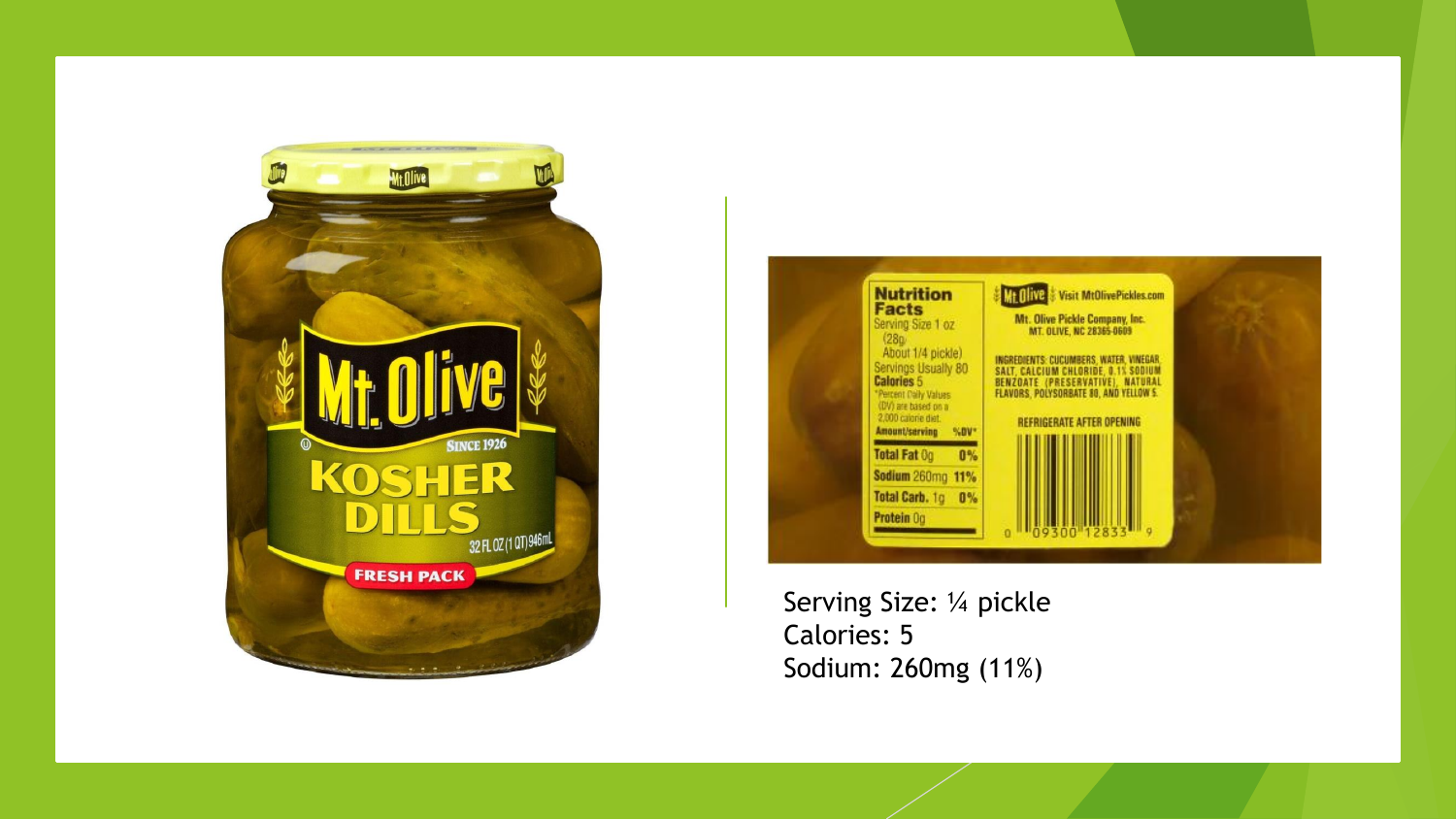Serving Size: ¼ pickle
Calories: 5
Sodium: 260mg (11%)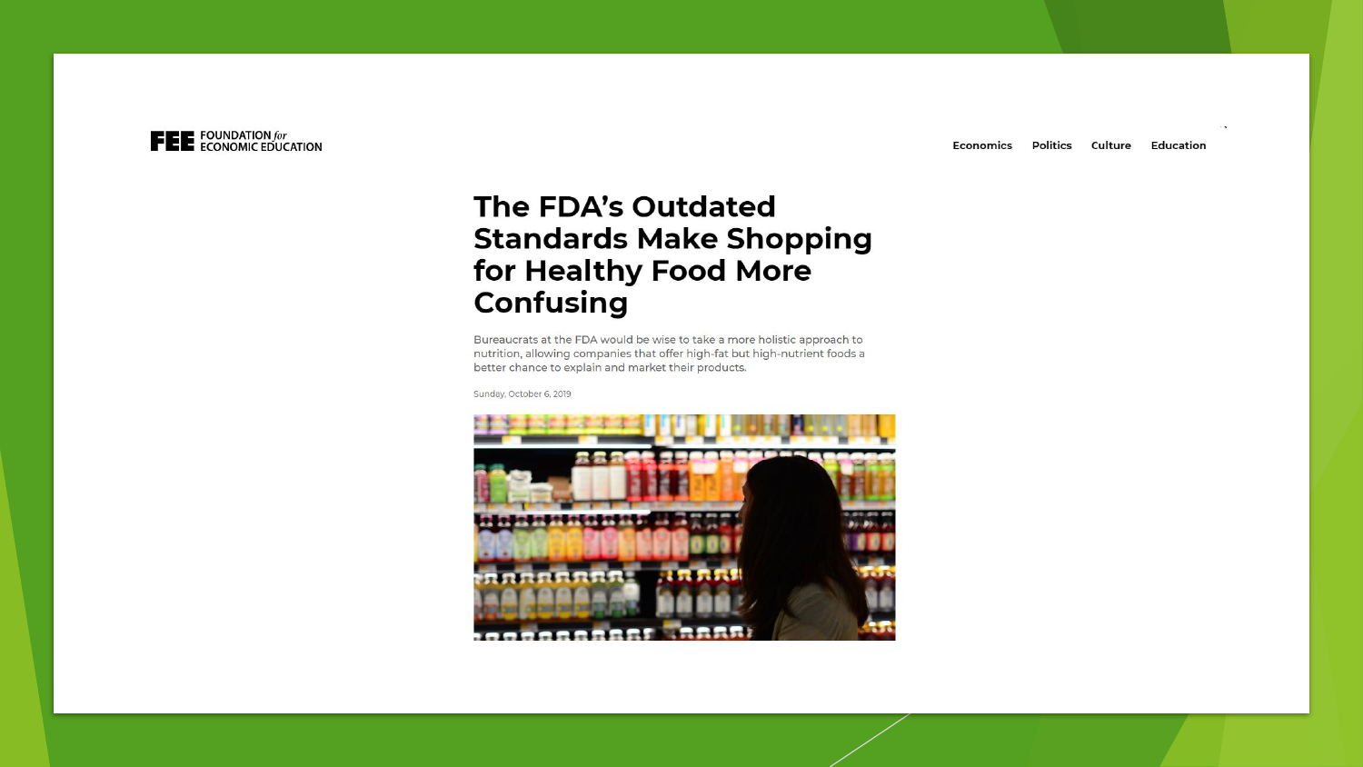FEE FOUNDATION *for* ECONOMIC EDUCATION

Economics Politics Culture Education

# The FDA's Outdated Standards Make Shopping for Healthy Food More Confusing

Bureaucrats at the FDA would be wise to take a more holistic approach to nutrition, allowing companies that offer high-fat but high-nutrient foods a better chance to explain and market their products.

Sunday, October 6, 2019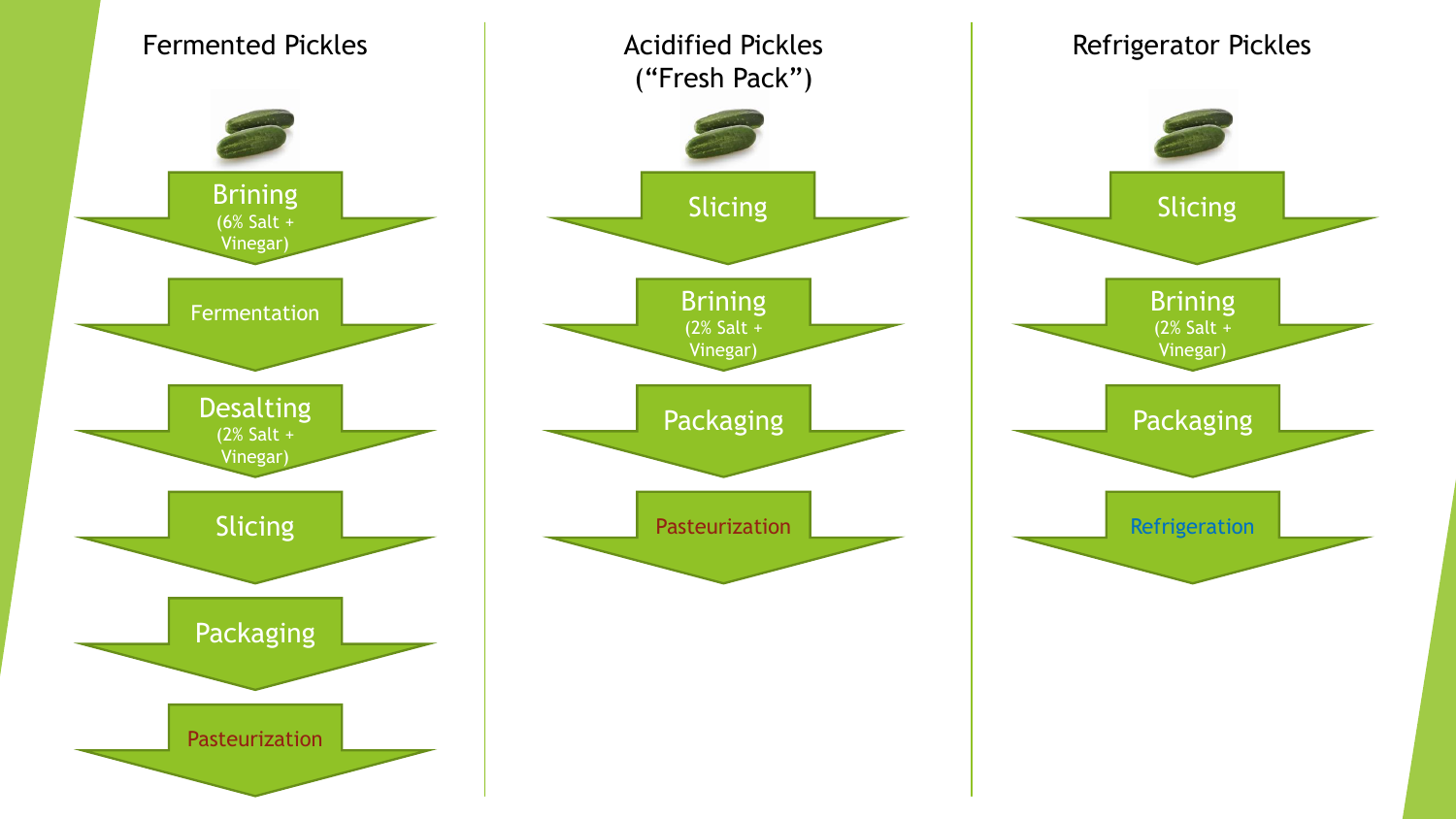## Fermented Pickles

1. Brining (6% Salt + Vinegar)
2. Fermentation
3. Desalting (2% Salt + Vinegar)
4. Slicing
5. Packaging
6. Pasteurization

## Acidified Pickles ("Fresh Pack")

1. Slicing
2. Brining (2% Salt + Vinegar)
3. Packaging
4. Pasteurization

## Refrigerator Pickles

1. Slicing
2. Brining (2% Salt + Vinegar)
3. Packaging
4. Refrigeration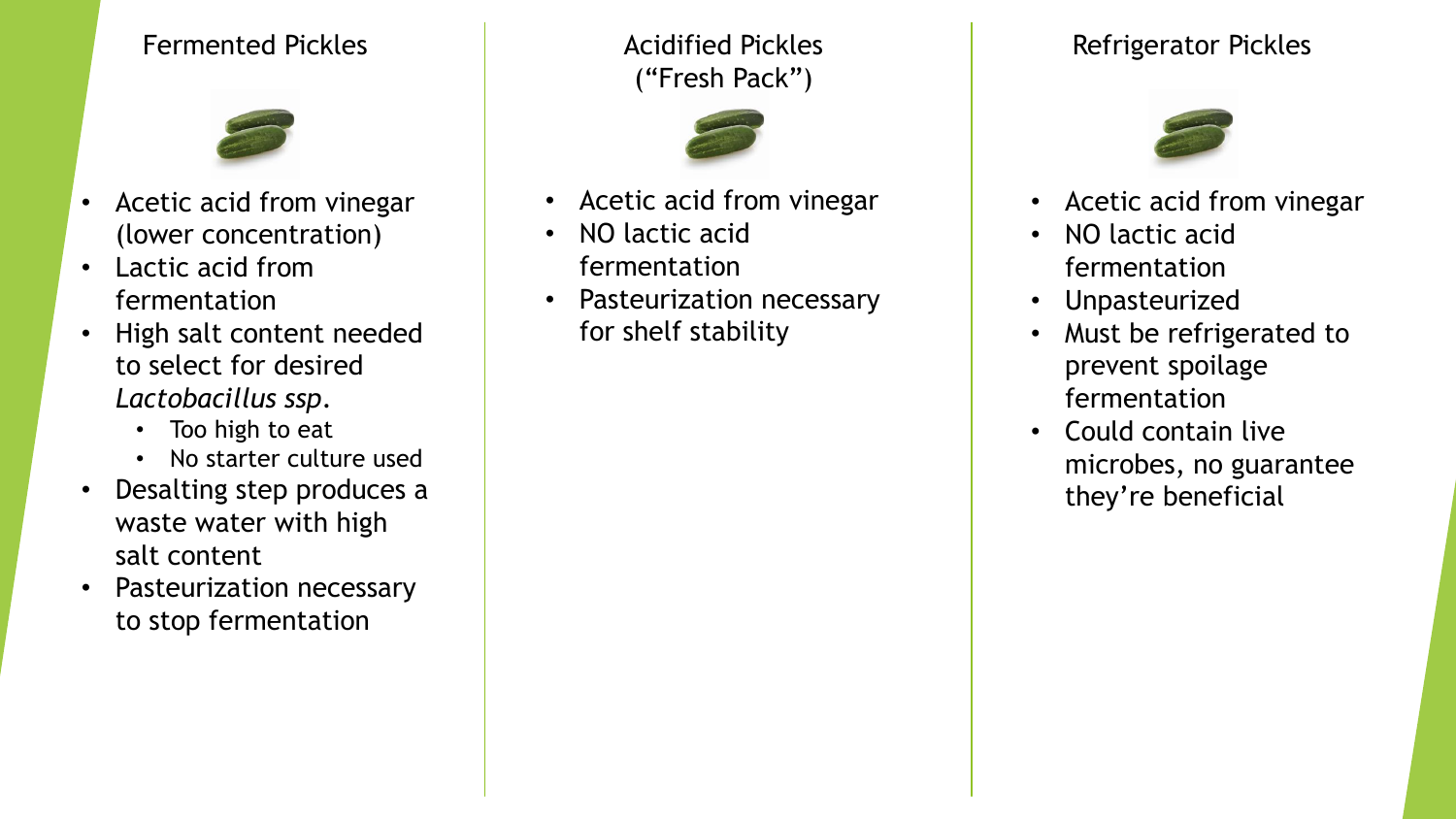## Fermented Pickles

- Acetic acid from vinegar (lower concentration)
- Lactic acid from fermentation
- High salt content needed to select for desired *Lactobacillus ssp.*
  - Too high to eat
  - No starter culture used
- Desalting step produces a waste water with high salt content
- Pasteurization necessary to stop fermentation

## Acidified Pickles ("Fresh Pack")

- Acetic acid from vinegar
- NO lactic acid fermentation
- Pasteurization necessary for shelf stability

## Refrigerator Pickles

- Acetic acid from vinegar
- NO lactic acid fermentation
- Unpasteurized
- Must be refrigerated to prevent spoilage fermentation
- Could contain live microbes, no guarantee they're beneficial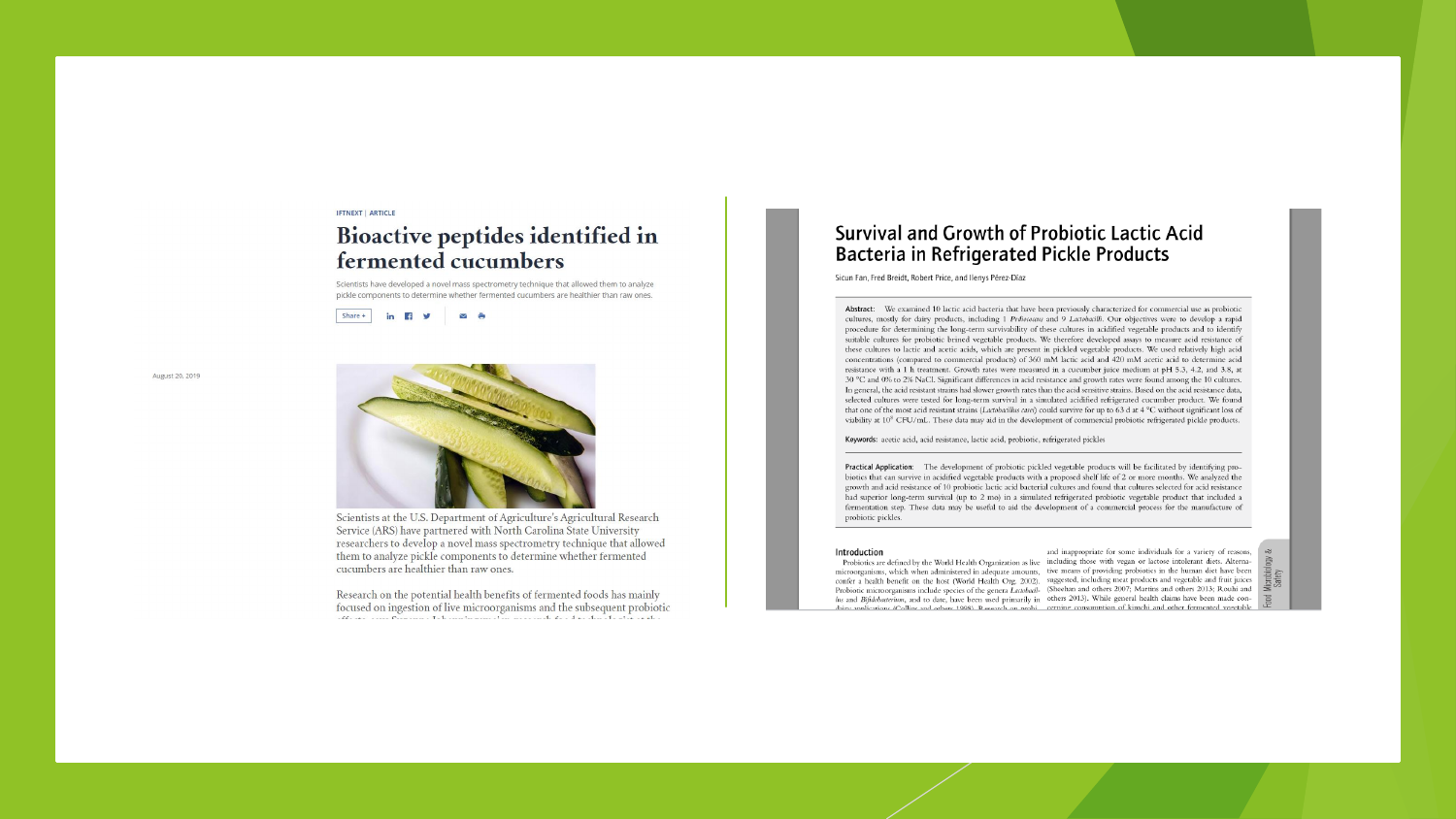IFTNEXT | ARTICLE

# Bioactive peptides identified in fermented cucumbers

Scientists have developed a novel mass spectrometry technique that allowed them to analyze pickle components to determine whether fermented cucumbers are healthier than raw ones.

Share +

August 20, 2019

Scientists at the U.S. Department of Agriculture's Agricultural Research Service (ARS) have partnered with North Carolina State University researchers to develop a novel mass spectrometry technique that allowed them to analyze pickle components to determine whether fermented cucumbers are healthier than raw ones.

Research on the potential health benefits of fermented foods has mainly focused on ingestion of live microorganisms and the subsequent probiotic

# Survival and Growth of Probiotic Lactic Acid Bacteria in Refrigerated Pickle Products

Sicun Fan, Fred Breidt, Robert Price, and Ilenys Pérez-Díaz

**Abstract:** We examined 10 lactic acid bacteria that have been previously characterized for commercial use as probiotic cultures, mostly for dairy products, including 1 *Pediococcus* and 9 *Lactobacilli*. Our objectives were to develop a rapid procedure for determining the long-term survivability of these cultures in acidified vegetable products and to identify suitable cultures for probiotic brined vegetable products. We therefore developed assays to measure acid resistance of these cultures to lactic and acetic acids, which are present in pickled vegetable products. We used relatively high acid concentrations (compared to commercial products) of 360 mM lactic acid and 420 mM acetic acid to determine acid resistance with a 1 h treatment. Growth rates were measured in a cucumber juice medium at pH 5.3, 4.2, and 3.8, at 30 °C and 0% to 2% NaCl. Significant differences in acid resistance and growth rates were found among the 10 cultures. In general, the acid resistant strains had slower growth rates than the acid sensitive strains. Based on the acid resistance data, selected cultures were tested for long-term survival in a simulated acidified refrigerated cucumber product. We found that one of the most acid resistant strains (*Lactobacillus casei*) could survive for up to 63 d at 4 °C without significant loss of viability at $10^8$ CFU/mL. These data may aid in the development of commercial probiotic refrigerated pickle products.

**Keywords:** acetic acid, acid resistance, lactic acid, probiotic, refrigerated pickles

**Practical Application:** The development of probiotic pickled vegetable products will be facilitated by identifying probiotics that can survive in acidified vegetable products with a proposed shelf life of 2 or more months. We analyzed the growth and acid resistance of 10 probiotic lactic acid bacterial cultures and found that cultures selected for acid resistance had superior long-term survival (up to 2 mo) in a simulated refrigerated probiotic vegetable product that included a fermentation step. These data may be useful to aid the development of a commercial process for the manufacture of probiotic pickles.

## Introduction

Probiotics are defined by the World Health Organization as live microorganisms, which when administered in adequate amounts, confer a health benefit on the host (World Health Org. 2002). Probiotic microorganisms include species of the genera *Lactobacillus* and *Bifidobacterium*, and to date, have been used primarily in

and inappropriate for some individuals for a variety of reasons, including those with vegan or lactose intolerant diets. Alternative means of providing probiotics in the human diet have been suggested, including meat products and vegetable and fruit juices (Sheehan and others 2007; Martins and others 2013; Rouhi and others 2013). While general health claims have been made concerning consumption of kimchi and other fermented vegetable

Food Microbiology & Safety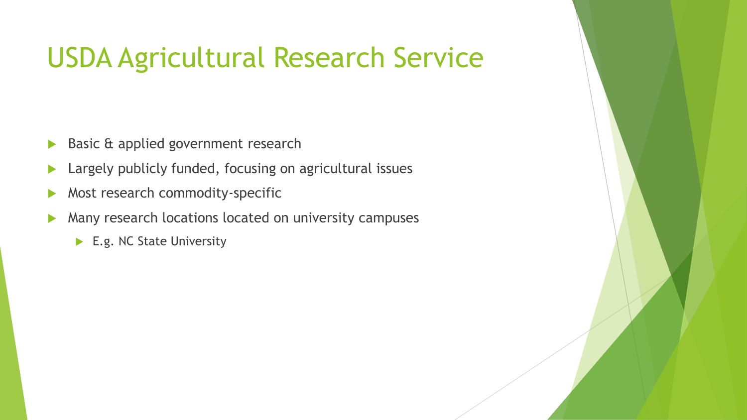# USDA Agricultural Research Service

- Basic & applied government research
- Largely publicly funded, focusing on agricultural issues
- Most research commodity-specific
- Many research locations located on university campuses
  - E.g. NC State University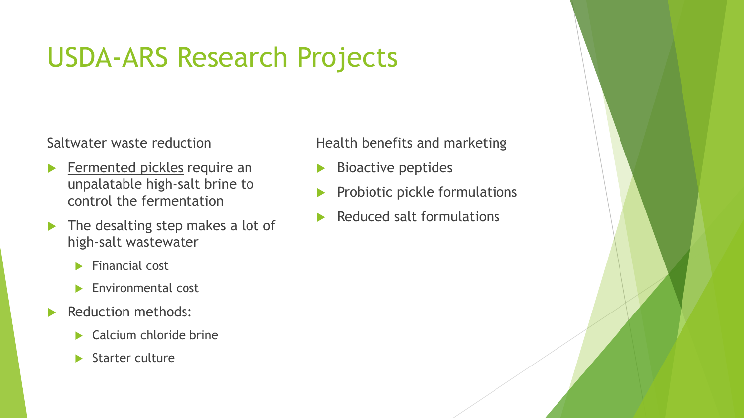# USDA-ARS Research Projects

Saltwater waste reduction

- Fermented pickles require an unpalatable high-salt brine to control the fermentation
- The desalting step makes a lot of high-salt wastewater
  - Financial cost
  - Environmental cost
- Reduction methods:
  - Calcium chloride brine
  - Starter culture

Health benefits and marketing

- Bioactive peptides
- Probiotic pickle formulations
- Reduced salt formulations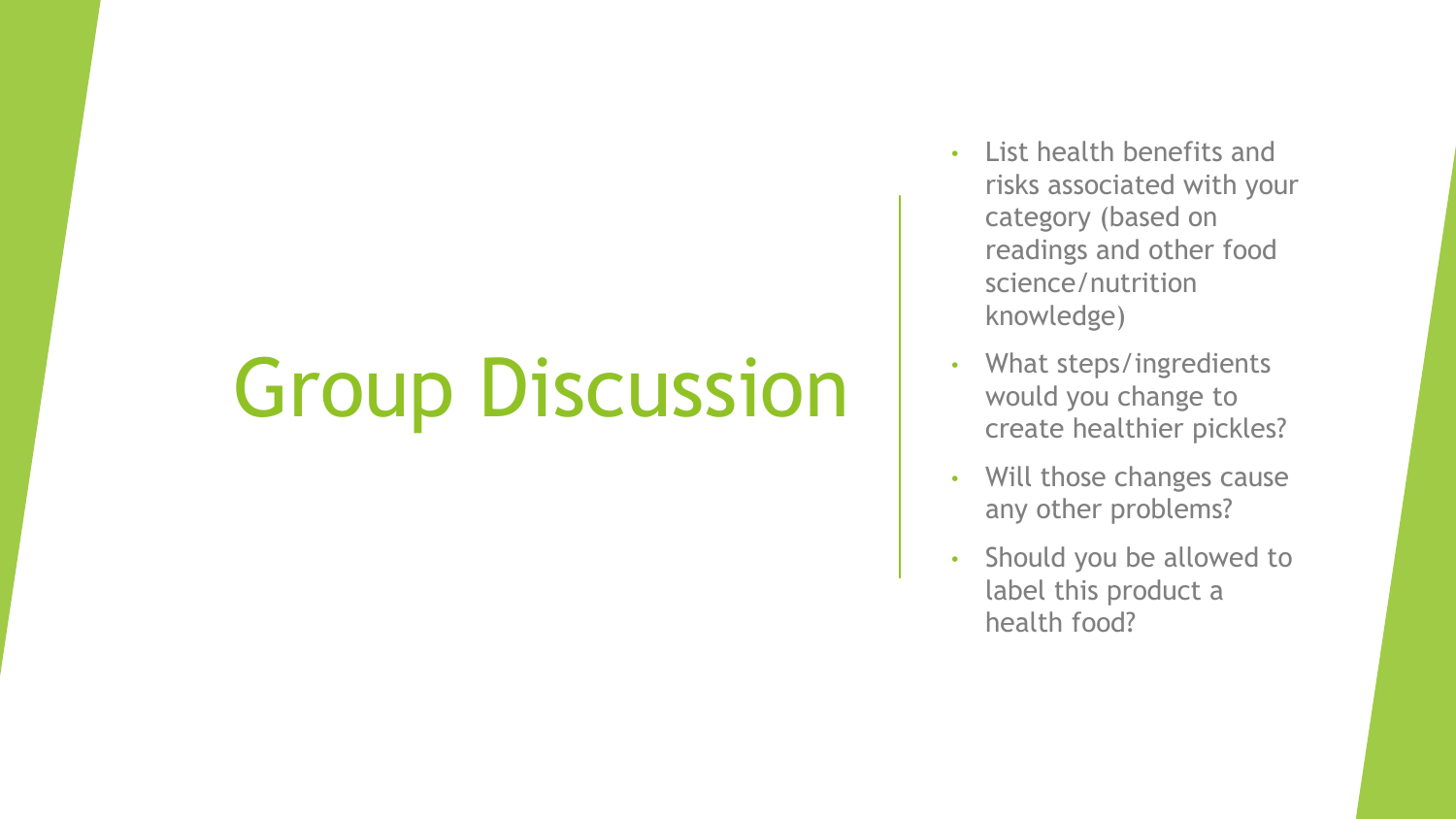# Group Discussion

- List health benefits and risks associated with your category (based on readings and other food science/nutrition knowledge)
- What steps/ingredients would you change to create healthier pickles?
- Will those changes cause any other problems?
- Should you be allowed to label this product a health food?